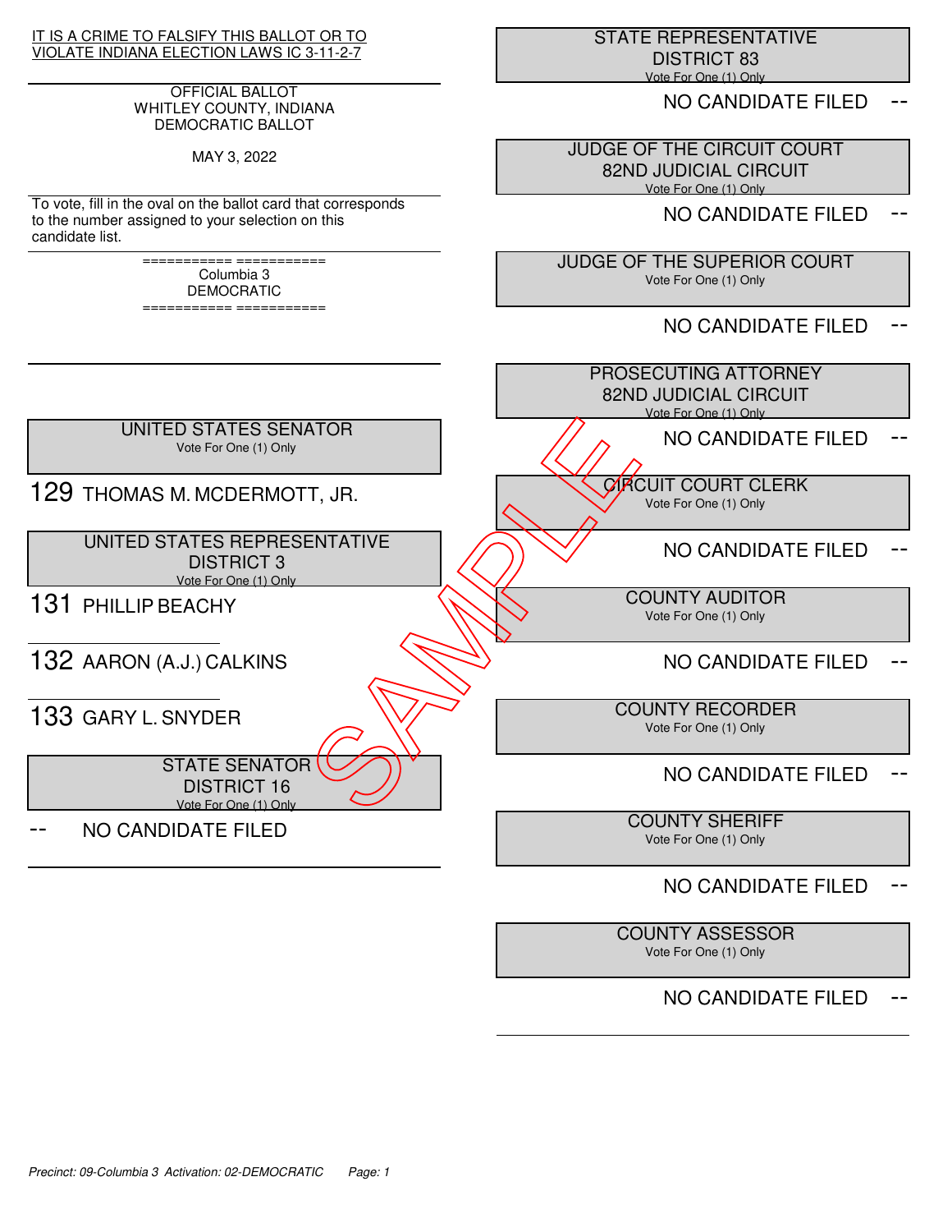IT IS A CRIME TO FALSIFY THIS BALLOT OR TO VIOLATE INDIANA ELECTION LAWS IC 3-11-2-7

OFFICIAL BALLOT
WHITLEY COUNTY, INDIANA
DEMOCRATIC BALLOT

MAY 3, 2022

To vote, fill in the oval on the ballot card that corresponds to the number assigned to your selection on this candidate list.

=========== ===========
Columbia 3
DEMOCRATIC
=========== ===========

SAMPLE

## UNITED STATES SENATOR
Vote For One (1) Only

129 THOMAS M. MCDERMOTT, JR.

## UNITED STATES REPRESENTATIVE DISTRICT 3
Vote For One (1) Only

131 PHILLIP BEACHY

132 AARON (A.J.) CALKINS

133 GARY L. SNYDER

## STATE SENATOR DISTRICT 16
Vote For One (1) Only

-- NO CANDIDATE FILED

## STATE REPRESENTATIVE DISTRICT 83
Vote For One (1) Only

NO CANDIDATE FILED --

## JUDGE OF THE CIRCUIT COURT 82ND JUDICIAL CIRCUIT
Vote For One (1) Only

NO CANDIDATE FILED --

## JUDGE OF THE SUPERIOR COURT
Vote For One (1) Only

NO CANDIDATE FILED --

## PROSECUTING ATTORNEY 82ND JUDICIAL CIRCUIT
Vote For One (1) Only

NO CANDIDATE FILED --

## CIRCUIT COURT CLERK
Vote For One (1) Only

NO CANDIDATE FILED --

## COUNTY AUDITOR
Vote For One (1) Only

NO CANDIDATE FILED --

## COUNTY RECORDER
Vote For One (1) Only

NO CANDIDATE FILED --

## COUNTY SHERIFF
Vote For One (1) Only

NO CANDIDATE FILED --

## COUNTY ASSESSOR
Vote For One (1) Only

NO CANDIDATE FILED --

*Precinct: 09-Columbia 3 Activation: 02-DEMOCRATIC*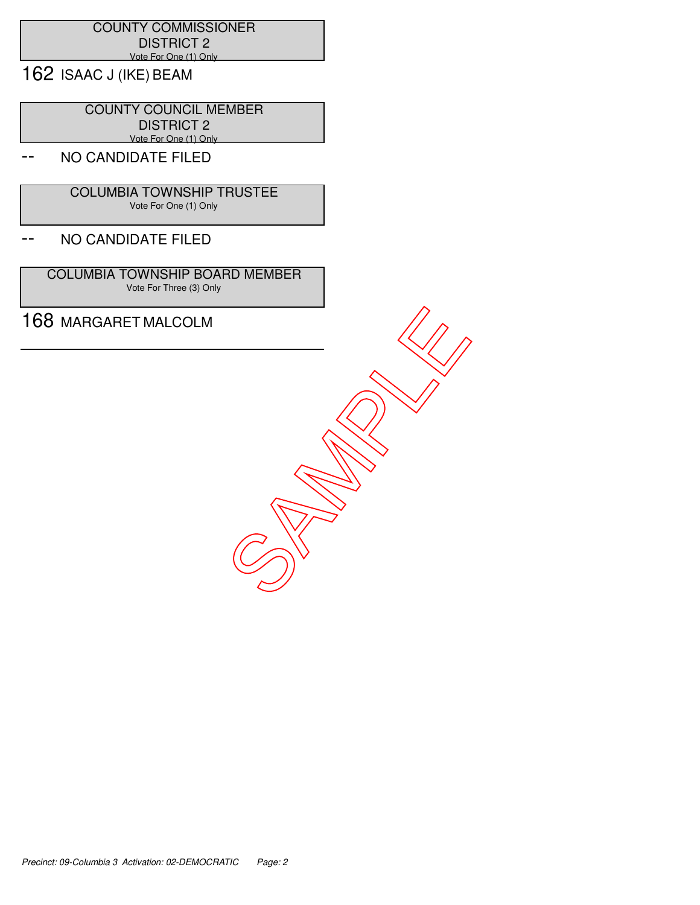## COUNTY COMMISSIONER DISTRICT 2

Vote For One (1) Only

162 ISAAC J (IKE) BEAM

## COUNTY COUNCIL MEMBER DISTRICT 2

Vote For One (1) Only

-- NO CANDIDATE FILED

## COLUMBIA TOWNSHIP TRUSTEE

Vote For One (1) Only

-- NO CANDIDATE FILED

## COLUMBIA TOWNSHIP BOARD MEMBER

Vote For Three (3) Only

168 MARGARET MALCOLM

SAMPLE

*Precinct: 09-Columbia 3 Activation: 02-DEMOCRATIC*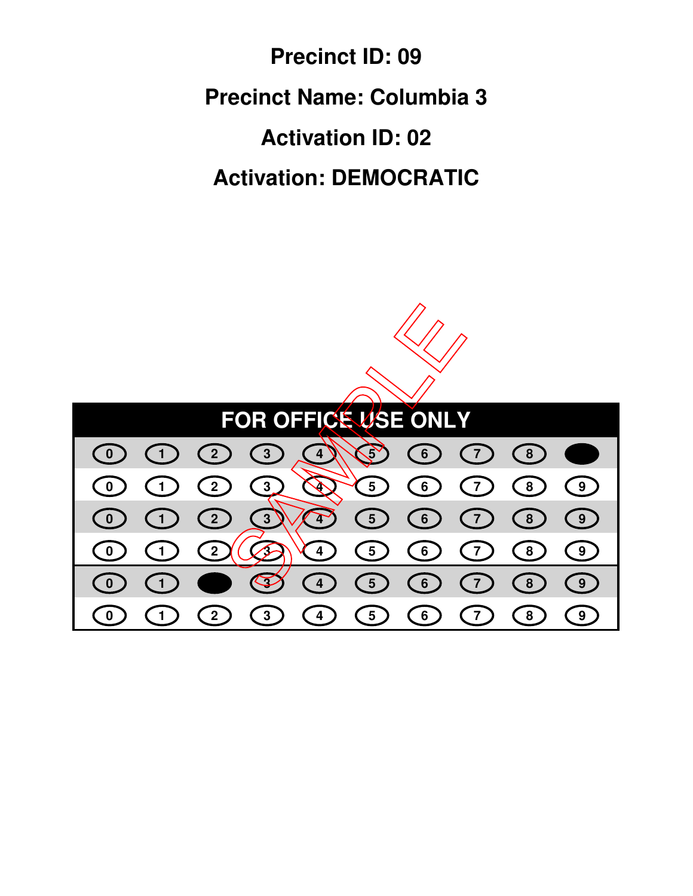**Precinct ID: 09**

**Precinct Name: Columbia 3**

**Activation ID: 02**

**Activation: DEMOCRATIC**

SAMPLE

| FOR OFFICE USE ONLY | | | | | | | | | |
|---|---|---|---|---|---|---|---|---|---|
| 0 | 1 | 2 | 3 | 4 | 5 | 6 | 7 | 8 | ● |
| 0 | 1 | 2 | 3 | 4 | 5 | 6 | 7 | 8 | 9 |
| 0 | 1 | 2 | 3 | 4 | 5 | 6 | 7 | 8 | 9 |
| 0 | 1 | 2 | 3 | 4 | 5 | 6 | 7 | 8 | 9 |
| 0 | 1 | ● | 3 | 4 | 5 | 6 | 7 | 8 | 9 |
| 0 | 1 | 2 | 3 | 4 | 5 | 6 | 7 | 8 | 9 |